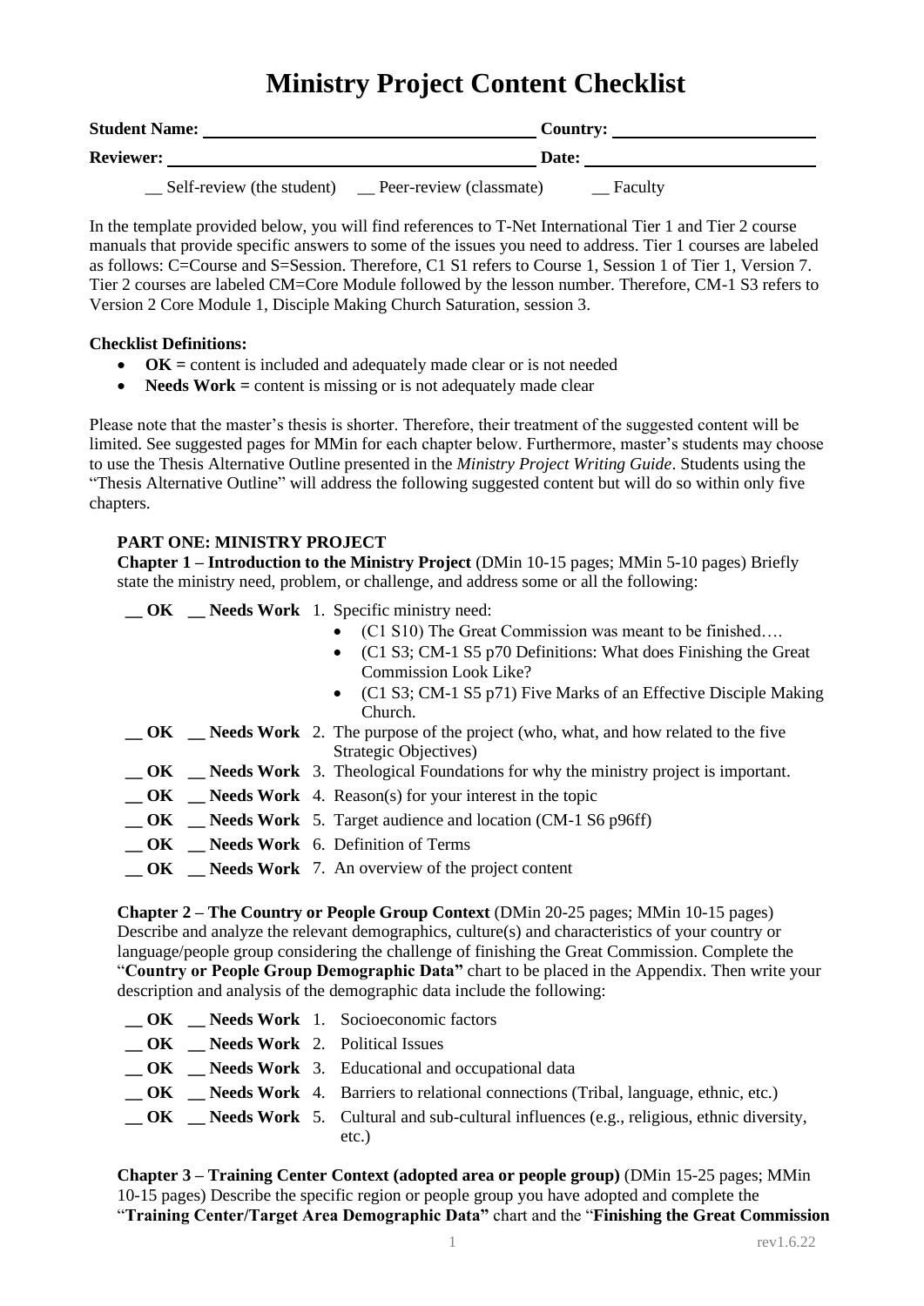# Ministry Project Content Checklist

**Student Name:** ______________________________ **Country:** ____________________

**Reviewer:** ______________________________ **Date:** ____________________

__ Self-review (the student) __ Peer-review (classmate) __ Faculty

In the template provided below, you will find references to T-Net International Tier 1 and Tier 2 course manuals that provide specific answers to some of the issues you need to address. Tier 1 courses are labeled as follows: C=Course and S=Session. Therefore, C1 S1 refers to Course 1, Session 1 of Tier 1, Version 7. Tier 2 courses are labeled CM=Core Module followed by the lesson number. Therefore, CM-1 S3 refers to Version 2 Core Module 1, Disciple Making Church Saturation, session 3.

**Checklist Definitions:**

- **OK =** content is included and adequately made clear or is not needed
- **Needs Work =** content is missing or is not adequately made clear

Please note that the master's thesis is shorter. Therefore, their treatment of the suggested content will be limited. See suggested pages for MMin for each chapter below. Furthermore, master's students may choose to use the Thesis Alternative Outline presented in the *Ministry Project Writing Guide*. Students using the "Thesis Alternative Outline" will address the following suggested content but will do so within only five chapters.

**PART ONE: MINISTRY PROJECT**

**Chapter 1 – Introduction to the Ministry Project** (DMin 10-15 pages; MMin 5-10 pages) Briefly state the ministry need, problem, or challenge, and address some or all the following:

**__ OK __ Needs Work** 1. Specific ministry need:
- (C1 S10) The Great Commission was meant to be finished….
- (C1 S3; CM-1 S5 p70 Definitions: What does Finishing the Great Commission Look Like?
- (C1 S3; CM-1 S5 p71) Five Marks of an Effective Disciple Making Church.

**__ OK __ Needs Work** 2. The purpose of the project (who, what, and how related to the five Strategic Objectives)

**__ OK __ Needs Work** 3. Theological Foundations for why the ministry project is important.

**__ OK __ Needs Work** 4. Reason(s) for your interest in the topic

**__ OK __ Needs Work** 5. Target audience and location (CM-1 S6 p96ff)

**__ OK __ Needs Work** 6. Definition of Terms

**__ OK __ Needs Work** 7. An overview of the project content

**Chapter 2 – The Country or People Group Context** (DMin 20-25 pages; MMin 10-15 pages) Describe and analyze the relevant demographics, culture(s) and characteristics of your country or language/people group considering the challenge of finishing the Great Commission. Complete the "**Country or People Group Demographic Data"** chart to be placed in the Appendix. Then write your description and analysis of the demographic data include the following:

**__ OK __ Needs Work** 1. Socioeconomic factors

**__ OK __ Needs Work** 2. Political Issues

**__ OK __ Needs Work** 3. Educational and occupational data

**__ OK __ Needs Work** 4. Barriers to relational connections (Tribal, language, ethnic, etc.)

**__ OK __ Needs Work** 5. Cultural and sub-cultural influences (e.g., religious, ethnic diversity, etc.)

**Chapter 3 – Training Center Context (adopted area or people group)** (DMin 15-25 pages; MMin 10-15 pages) Describe the specific region or people group you have adopted and complete the "**Training Center/Target Area Demographic Data"** chart and the "**Finishing the Great Commission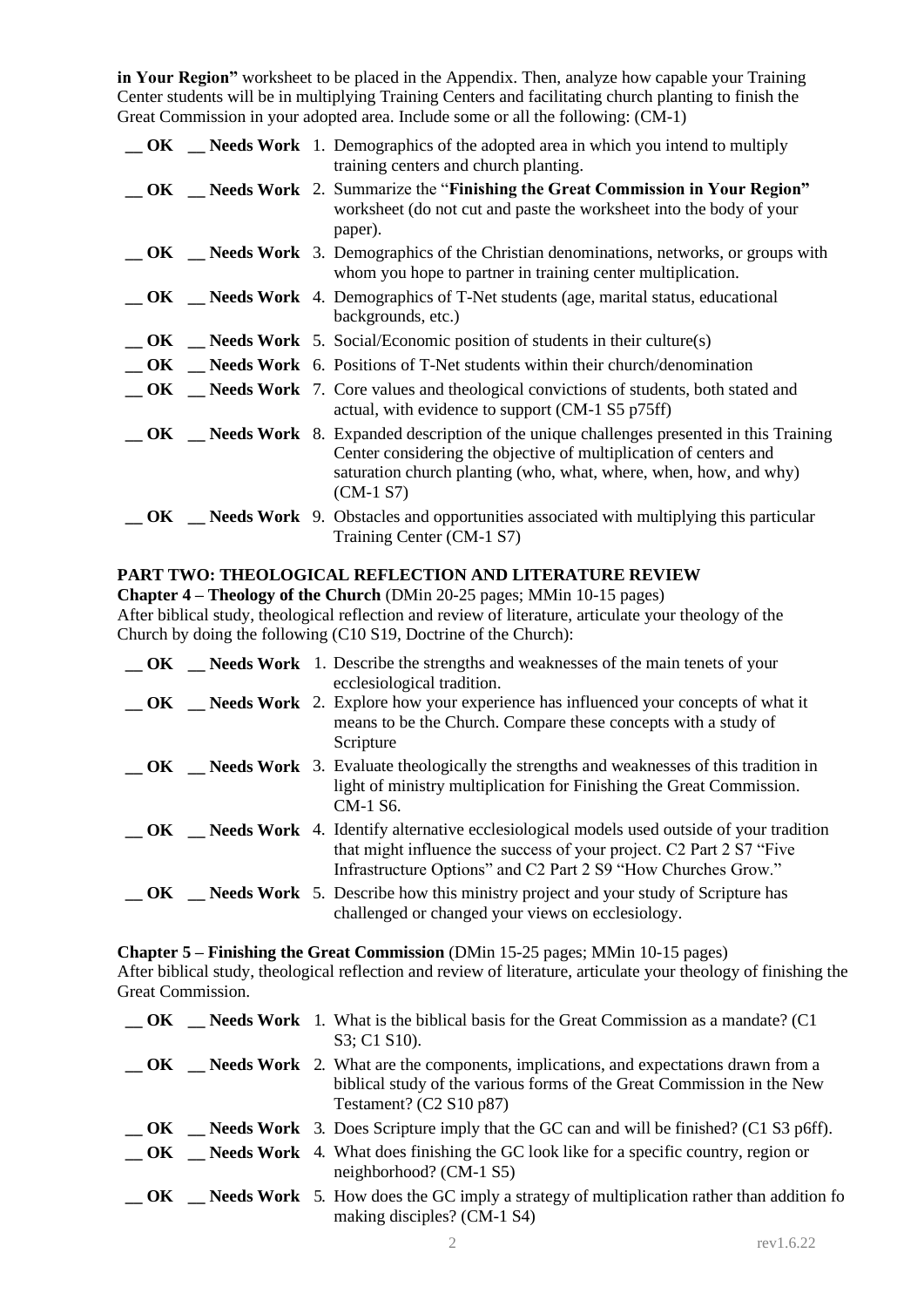**in Your Region"** worksheet to be placed in the Appendix. Then, analyze how capable your Training Center students will be in multiplying Training Centers and facilitating church planting to finish the Great Commission in your adopted area. Include some or all the following: (CM-1)

__ **OK** __ **Needs Work** 1. Demographics of the adopted area in which you intend to multiply training centers and church planting.

__ **OK** __ **Needs Work** 2. Summarize the "**Finishing the Great Commission in Your Region"** worksheet (do not cut and paste the worksheet into the body of your paper).

__ **OK** __ **Needs Work** 3. Demographics of the Christian denominations, networks, or groups with whom you hope to partner in training center multiplication.

__ **OK** __ **Needs Work** 4. Demographics of T-Net students (age, marital status, educational backgrounds, etc.)

__ **OK** __ **Needs Work** 5. Social/Economic position of students in their culture(s)

__ **OK** __ **Needs Work** 6. Positions of T-Net students within their church/denomination

__ **OK** __ **Needs Work** 7. Core values and theological convictions of students, both stated and actual, with evidence to support (CM-1 S5 p75ff)

__ **OK** __ **Needs Work** 8. Expanded description of the unique challenges presented in this Training Center considering the objective of multiplication of centers and saturation church planting (who, what, where, when, how, and why) (CM-1 S7)

__ **OK** __ **Needs Work** 9. Obstacles and opportunities associated with multiplying this particular Training Center (CM-1 S7)

## PART TWO: THEOLOGICAL REFLECTION AND LITERATURE REVIEW

**Chapter 4 – Theology of the Church** (DMin 20-25 pages; MMin 10-15 pages)
After biblical study, theological reflection and review of literature, articulate your theology of the Church by doing the following (C10 S19, Doctrine of the Church):

__ **OK** __ **Needs Work** 1. Describe the strengths and weaknesses of the main tenets of your ecclesiological tradition.

__ **OK** __ **Needs Work** 2. Explore how your experience has influenced your concepts of what it means to be the Church. Compare these concepts with a study of Scripture

__ **OK** __ **Needs Work** 3. Evaluate theologically the strengths and weaknesses of this tradition in light of ministry multiplication for Finishing the Great Commission. CM-1 S6.

__ **OK** __ **Needs Work** 4. Identify alternative ecclesiological models used outside of your tradition that might influence the success of your project. C2 Part 2 S7 "Five Infrastructure Options" and C2 Part 2 S9 "How Churches Grow."

__ **OK** __ **Needs Work** 5. Describe how this ministry project and your study of Scripture has challenged or changed your views on ecclesiology.

**Chapter 5 – Finishing the Great Commission** (DMin 15-25 pages; MMin 10-15 pages)
After biblical study, theological reflection and review of literature, articulate your theology of finishing the Great Commission.

__ **OK** __ **Needs Work** 1. What is the biblical basis for the Great Commission as a mandate? (C1 S3; C1 S10).

__ **OK** __ **Needs Work** 2. What are the components, implications, and expectations drawn from a biblical study of the various forms of the Great Commission in the New Testament? (C2 S10 p87)

__ **OK** __ **Needs Work** 3. Does Scripture imply that the GC can and will be finished? (C1 S3 p6ff).

__ **OK** __ **Needs Work** 4. What does finishing the GC look like for a specific country, region or neighborhood? (CM-1 S5)

__ **OK** __ **Needs Work** 5. How does the GC imply a strategy of multiplication rather than addition fo making disciples? (CM-1 S4)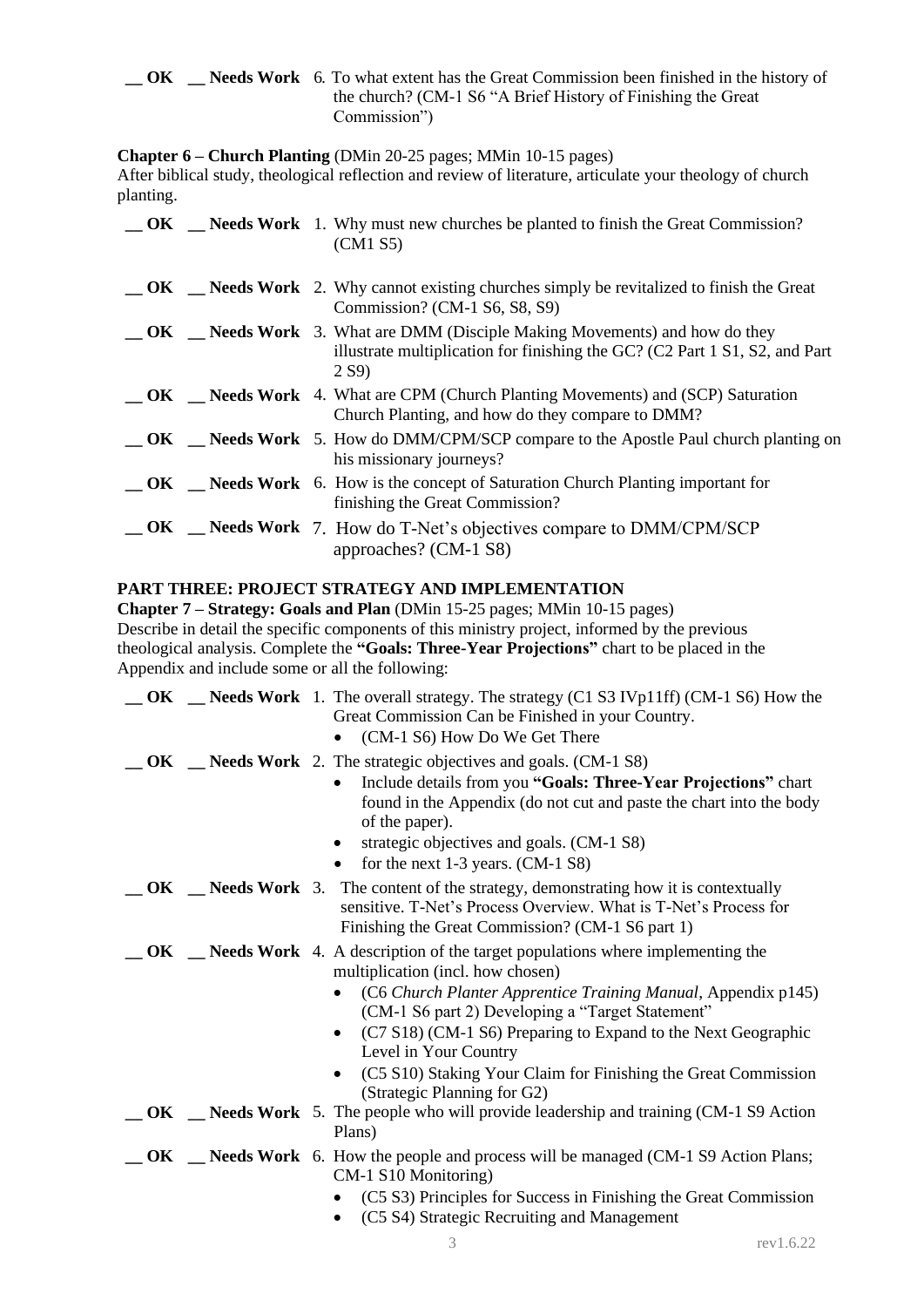__ OK __ Needs Work 6. To what extent has the Great Commission been finished in the history of the church? (CM-1 S6 "A Brief History of Finishing the Great Commission")

**Chapter 6 – Church Planting** (DMin 20-25 pages; MMin 10-15 pages)
After biblical study, theological reflection and review of literature, articulate your theology of church planting.

__ OK __ Needs Work 1. Why must new churches be planted to finish the Great Commission? (CM1 S5)

__ OK __ Needs Work 2. Why cannot existing churches simply be revitalized to finish the Great Commission? (CM-1 S6, S8, S9)

__ OK __ Needs Work 3. What are DMM (Disciple Making Movements) and how do they illustrate multiplication for finishing the GC? (C2 Part 1 S1, S2, and Part 2 S9)

__ OK __ Needs Work 4. What are CPM (Church Planting Movements) and (SCP) Saturation Church Planting, and how do they compare to DMM?

__ OK __ Needs Work 5. How do DMM/CPM/SCP compare to the Apostle Paul church planting on his missionary journeys?

__ OK __ Needs Work 6. How is the concept of Saturation Church Planting important for finishing the Great Commission?

__ OK __ Needs Work 7. How do T-Net's objectives compare to DMM/CPM/SCP approaches? (CM-1 S8)

**PART THREE: PROJECT STRATEGY AND IMPLEMENTATION**

**Chapter 7 – Strategy: Goals and Plan** (DMin 15-25 pages; MMin 10-15 pages)
Describe in detail the specific components of this ministry project, informed by the previous theological analysis. Complete the **"Goals: Three-Year Projections"** chart to be placed in the Appendix and include some or all the following:

__ OK __ Needs Work 1. The overall strategy. The strategy (C1 S3 IVp11ff) (CM-1 S6) How the Great Commission Can be Finished in your Country.
- (CM-1 S6) How Do We Get There

__ OK __ Needs Work 2. The strategic objectives and goals. (CM-1 S8)
- Include details from you **"Goals: Three-Year Projections"** chart found in the Appendix (do not cut and paste the chart into the body of the paper).
- strategic objectives and goals. (CM-1 S8)
- for the next 1-3 years. (CM-1 S8)

__ OK __ Needs Work 3. The content of the strategy, demonstrating how it is contextually sensitive. T-Net's Process Overview. What is T-Net's Process for Finishing the Great Commission? (CM-1 S6 part 1)

__ OK __ Needs Work 4. A description of the target populations where implementing the multiplication (incl. how chosen)
- (C6 *Church Planter Apprentice Training Manual*, Appendix p145) (CM-1 S6 part 2) Developing a "Target Statement"
- (C7 S18) (CM-1 S6) Preparing to Expand to the Next Geographic Level in Your Country
- (C5 S10) Staking Your Claim for Finishing the Great Commission (Strategic Planning for G2)

__ OK __ Needs Work 5. The people who will provide leadership and training (CM-1 S9 Action Plans)

__ OK __ Needs Work 6. How the people and process will be managed (CM-1 S9 Action Plans; CM-1 S10 Monitoring)
- (C5 S3) Principles for Success in Finishing the Great Commission
- (C5 S4) Strategic Recruiting and Management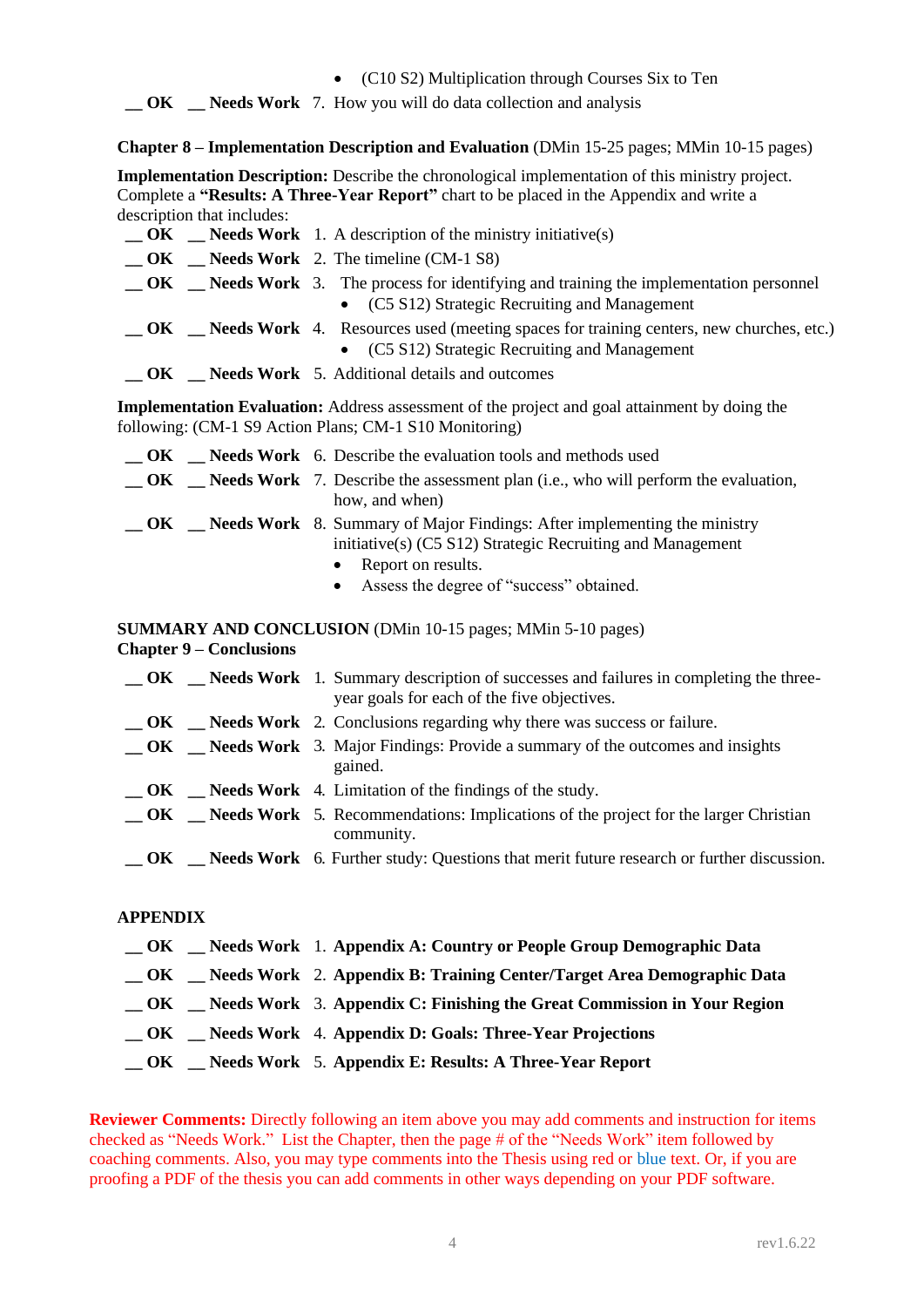- (C10 S2) Multiplication through Courses Six to Ten

__ **OK** __ **Needs Work** 7. How you will do data collection and analysis

**Chapter 8 – Implementation Description and Evaluation** (DMin 15-25 pages; MMin 10-15 pages)

**Implementation Description:** Describe the chronological implementation of this ministry project. Complete a **"Results: A Three-Year Report"** chart to be placed in the Appendix and write a description that includes:

__ **OK** __ **Needs Work** 1. A description of the ministry initiative(s)

__ **OK** __ **Needs Work** 2. The timeline (CM-1 S8)

__ **OK** __ **Needs Work** 3. The process for identifying and training the implementation personnel
- (C5 S12) Strategic Recruiting and Management

__ **OK** __ **Needs Work** 4. Resources used (meeting spaces for training centers, new churches, etc.)
- (C5 S12) Strategic Recruiting and Management

__ **OK** __ **Needs Work** 5. Additional details and outcomes

**Implementation Evaluation:** Address assessment of the project and goal attainment by doing the following: (CM-1 S9 Action Plans; CM-1 S10 Monitoring)

__ **OK** __ **Needs Work** 6. Describe the evaluation tools and methods used

__ **OK** __ **Needs Work** 7. Describe the assessment plan (i.e., who will perform the evaluation, how, and when)

__ **OK** __ **Needs Work** 8. Summary of Major Findings: After implementing the ministry initiative(s) (C5 S12) Strategic Recruiting and Management
- Report on results.
- Assess the degree of "success" obtained.

**SUMMARY AND CONCLUSION** (DMin 10-15 pages; MMin 5-10 pages)

**Chapter 9 – Conclusions**

__ **OK** __ **Needs Work** 1. Summary description of successes and failures in completing the three-year goals for each of the five objectives.

__ **OK** __ **Needs Work** 2. Conclusions regarding why there was success or failure.

__ **OK** __ **Needs Work** 3. Major Findings: Provide a summary of the outcomes and insights gained.

__ **OK** __ **Needs Work** 4. Limitation of the findings of the study.

__ **OK** __ **Needs Work** 5. Recommendations: Implications of the project for the larger Christian community.

__ **OK** __ **Needs Work** 6. Further study: Questions that merit future research or further discussion.

**APPENDIX**

__ **OK** __ **Needs Work** 1. **Appendix A: Country or People Group Demographic Data**

__ **OK** __ **Needs Work** 2. **Appendix B: Training Center/Target Area Demographic Data**

__ **OK** __ **Needs Work** 3. **Appendix C: Finishing the Great Commission in Your Region**

__ **OK** __ **Needs Work** 4. **Appendix D: Goals: Three-Year Projections**

__ **OK** __ **Needs Work** 5. **Appendix E: Results: A Three-Year Report**

**Reviewer Comments:** Directly following an item above you may add comments and instruction for items checked as "Needs Work." List the Chapter, then the page # of the "Needs Work" item followed by coaching comments. Also, you may type comments into the Thesis using red or blue text. Or, if you are proofing a PDF of the thesis you can add comments in other ways depending on your PDF software.